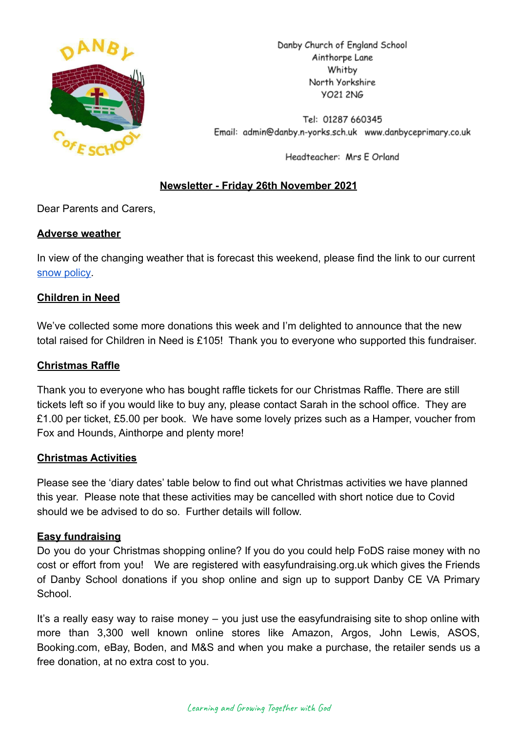Danby Church of England School
Ainthorpe Lane
Whitby
North Yorkshire
YO21 2NG

Tel: 01287 660345
Email: admin@danby.n-yorks.sch.uk www.danbyceprimary.co.uk

Headteacher: Mrs E Orland

## Newsletter - Friday 26th November 2021

Dear Parents and Carers,

### Adverse weather

In view of the changing weather that is forecast this weekend, please find the link to our current snow policy.

### Children in Need

We've collected some more donations this week and I'm delighted to announce that the new total raised for Children in Need is £105! Thank you to everyone who supported this fundraiser.

### Christmas Raffle

Thank you to everyone who has bought raffle tickets for our Christmas Raffle. There are still tickets left so if you would like to buy any, please contact Sarah in the school office. They are £1.00 per ticket, £5.00 per book. We have some lovely prizes such as a Hamper, voucher from Fox and Hounds, Ainthorpe and plenty more!

### Christmas Activities

Please see the 'diary dates' table below to find out what Christmas activities we have planned this year. Please note that these activities may be cancelled with short notice due to Covid should we be advised to do so. Further details will follow.

### Easy fundraising

Do you do your Christmas shopping online? If you do you could help FoDS raise money with no cost or effort from you! We are registered with easyfundraising.org.uk which gives the Friends of Danby School donations if you shop online and sign up to support Danby CE VA Primary School.

It's a really easy way to raise money – you just use the easyfundraising site to shop online with more than 3,300 well known online stores like Amazon, Argos, John Lewis, ASOS, Booking.com, eBay, Boden, and M&S and when you make a purchase, the retailer sends us a free donation, at no extra cost to you.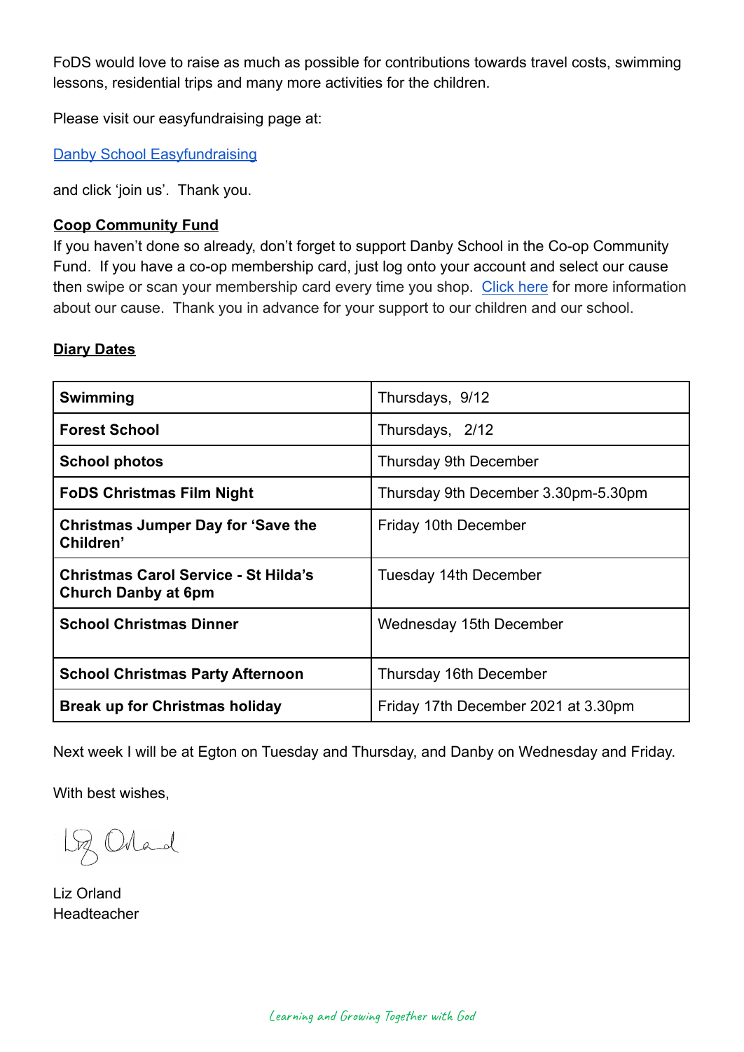FoDS would love to raise as much as possible for contributions towards travel costs, swimming lessons, residential trips and many more activities for the children.

Please visit our easyfundraising page at:

[Danby School Easyfundraising]

and click 'join us'. Thank you.

**Coop Community Fund**

If you haven't done so already, don't forget to support Danby School in the Co-op Community Fund. If you have a co-op membership card, just log onto your account and select our cause then swipe or scan your membership card every time you shop. Click here for more information about our cause. Thank you in advance for your support to our children and our school.

**Diary Dates**

| | |
|---|---|
| **Swimming** | Thursdays, 9/12 |
| **Forest School** | Thursdays, 2/12 |
| **School photos** | Thursday 9th December |
| **FoDS Christmas Film Night** | Thursday 9th December 3.30pm-5.30pm |
| **Christmas Jumper Day for 'Save the Children'** | Friday 10th December |
| **Christmas Carol Service - St Hilda's Church Danby at 6pm** | Tuesday 14th December |
| **School Christmas Dinner** | Wednesday 15th December |
| **School Christmas Party Afternoon** | Thursday 16th December |
| **Break up for Christmas holiday** | Friday 17th December 2021 at 3.30pm |

Next week I will be at Egton on Tuesday and Thursday, and Danby on Wednesday and Friday.

With best wishes,

Liz Orland

Liz Orland
Headteacher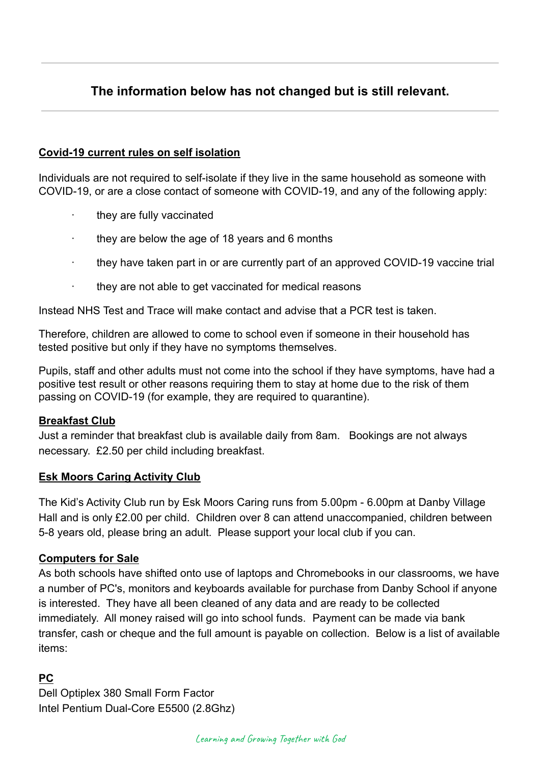---

**The information below has not changed but is still relevant.**

---

**Covid-19 current rules on self isolation**

Individuals are not required to self-isolate if they live in the same household as someone with COVID-19, or are a close contact of someone with COVID-19, and any of the following apply:

- they are fully vaccinated
- they are below the age of 18 years and 6 months
- they have taken part in or are currently part of an approved COVID-19 vaccine trial
- they are not able to get vaccinated for medical reasons

Instead NHS Test and Trace will make contact and advise that a PCR test is taken.

Therefore, children are allowed to come to school even if someone in their household has tested positive but only if they have no symptoms themselves.

Pupils, staff and other adults must not come into the school if they have symptoms, have had a positive test result or other reasons requiring them to stay at home due to the risk of them passing on COVID-19 (for example, they are required to quarantine).

**Breakfast Club**

Just a reminder that breakfast club is available daily from 8am. Bookings are not always necessary. £2.50 per child including breakfast.

**Esk Moors Caring Activity Club**

The Kid's Activity Club run by Esk Moors Caring runs from 5.00pm - 6.00pm at Danby Village Hall and is only £2.00 per child. Children over 8 can attend unaccompanied, children between 5-8 years old, please bring an adult. Please support your local club if you can.

**Computers for Sale**

As both schools have shifted onto use of laptops and Chromebooks in our classrooms, we have a number of PC's, monitors and keyboards available for purchase from Danby School if anyone is interested. They have all been cleaned of any data and are ready to be collected immediately. All money raised will go into school funds. Payment can be made via bank transfer, cash or cheque and the full amount is payable on collection. Below is a list of available items:

**PC**

Dell Optiplex 380 Small Form Factor
Intel Pentium Dual-Core E5500 (2.8Ghz)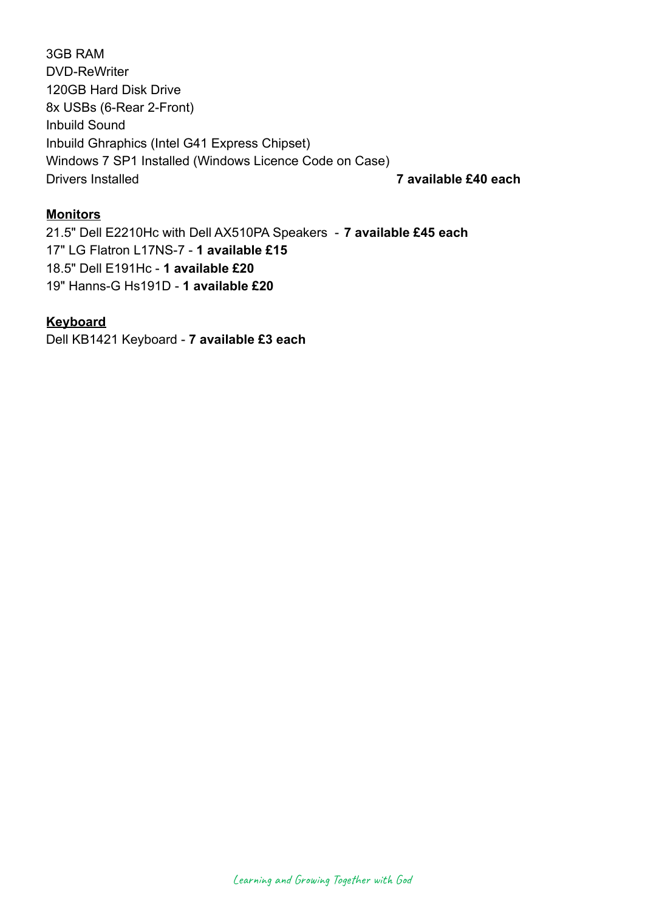3GB RAM
DVD-ReWriter
120GB Hard Disk Drive
8x USBs (6-Rear 2-Front)
Inbuild Sound
Inbuild Ghraphics (Intel G41 Express Chipset)
Windows 7 SP1 Installed (Windows Licence Code on Case)
Drivers Installed **7 available £40 each**

**Monitors**

21.5" Dell E2210Hc with Dell AX510PA Speakers - **7 available £45 each**
17" LG Flatron L17NS-7 - **1 available £15**
18.5" Dell E191Hc - **1 available £20**
19" Hanns-G Hs191D - **1 available £20**

**Keyboard**

Dell KB1421 Keyboard - **7 available £3 each**